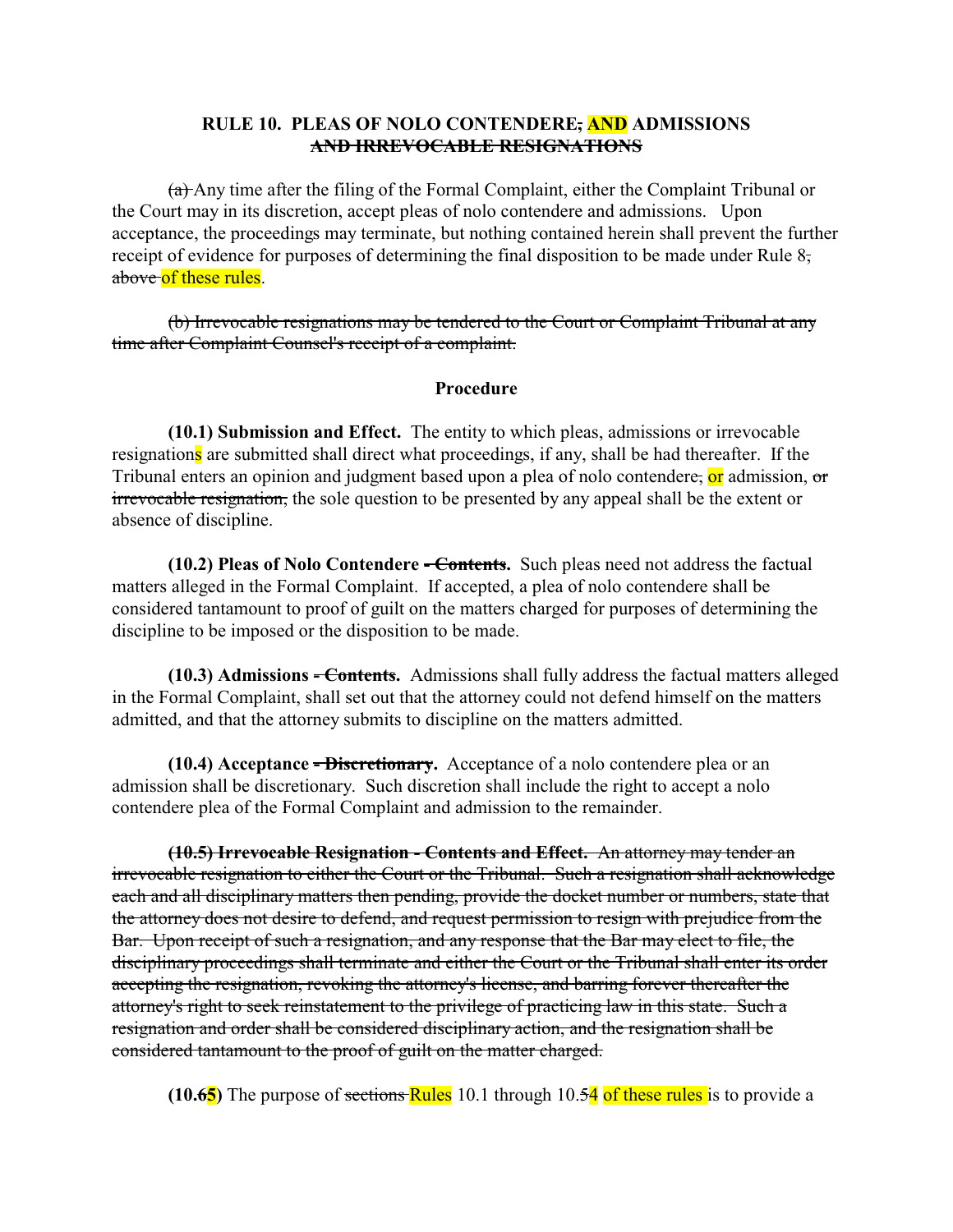**RULE 10. PLEAS OF NOLO CONTENDERE, AND ADMISSIONS AND IRREVOCABLE RESIGNATIONS**

~~(a)~~ Any time after the filing of the Formal Complaint, either the Complaint Tribunal or the Court may in its discretion, accept pleas of nolo contendere and admissions. Upon acceptance, the proceedings may terminate, but nothing contained herein shall prevent the further receipt of evidence for purposes of determining the final disposition to be made under Rule 8~~, above~~ of these rules.

~~(b) Irrevocable resignations may be tendered to the Court or Complaint Tribunal at any time after Complaint Counsel's receipt of a complaint.~~

**Procedure**

**(10.1) Submission and Effect.** The entity to which pleas, admissions or irrevocable resignations are submitted shall direct what proceedings, if any, shall be had thereafter. If the Tribunal enters an opinion and judgment based upon a plea of nolo contendere~~,~~ or admission, ~~or irrevocable resignation,~~ the sole question to be presented by any appeal shall be the extent or absence of discipline.

**(10.2) Pleas of Nolo Contendere ~~- Contents~~.** Such pleas need not address the factual matters alleged in the Formal Complaint. If accepted, a plea of nolo contendere shall be considered tantamount to proof of guilt on the matters charged for purposes of determining the discipline to be imposed or the disposition to be made.

**(10.3) Admissions ~~- Contents~~.** Admissions shall fully address the factual matters alleged in the Formal Complaint, shall set out that the attorney could not defend himself on the matters admitted, and that the attorney submits to discipline on the matters admitted.

**(10.4) Acceptance ~~- Discretionary~~.** Acceptance of a nolo contendere plea or an admission shall be discretionary. Such discretion shall include the right to accept a nolo contendere plea of the Formal Complaint and admission to the remainder.

~~**(10.5) Irrevocable Resignation - Contents and Effect.** An attorney may tender an irrevocable resignation to either the Court or the Tribunal. Such a resignation shall acknowledge each and all disciplinary matters then pending, provide the docket number or numbers, state that the attorney does not desire to defend, and request permission to resign with prejudice from the Bar. Upon receipt of such a resignation, and any response that the Bar may elect to file, the disciplinary proceedings shall terminate and either the Court or the Tribunal shall enter its order accepting the resignation, revoking the attorney's license, and barring forever thereafter the attorney's right to seek reinstatement to the privilege of practicing law in this state. Such a resignation and order shall be considered disciplinary action, and the resignation shall be considered tantamount to the proof of guilt on the matter charged.~~

**(10.~~6~~5)** The purpose of ~~sections~~ Rules 10.1 through 10.~~5~~4 of these rules is to provide a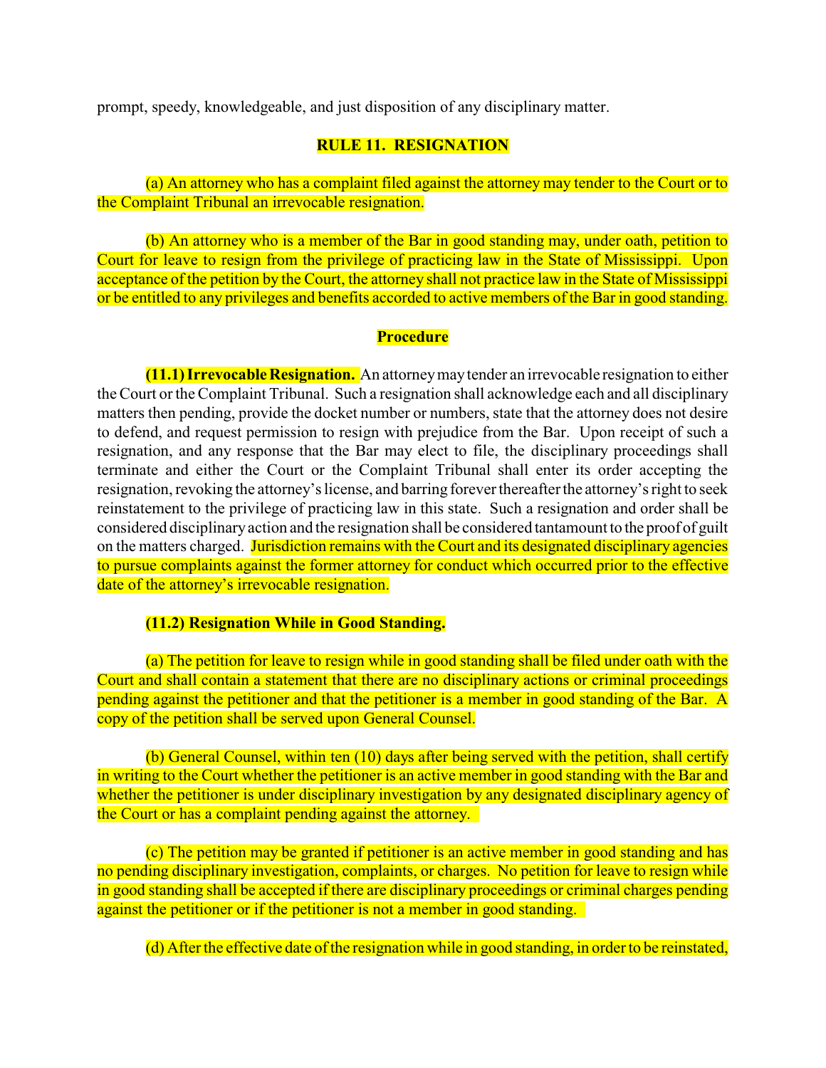prompt, speedy, knowledgeable, and just disposition of any disciplinary matter.

## RULE 11. RESIGNATION

(a) An attorney who has a complaint filed against the attorney may tender to the Court or to the Complaint Tribunal an irrevocable resignation.

(b) An attorney who is a member of the Bar in good standing may, under oath, petition to Court for leave to resign from the privilege of practicing law in the State of Mississippi. Upon acceptance of the petition by the Court, the attorney shall not practice law in the State of Mississippi or be entitled to any privileges and benefits accorded to active members of the Bar in good standing.

### Procedure

**(11.1) Irrevocable Resignation.** An attorney may tender an irrevocable resignation to either the Court or the Complaint Tribunal. Such a resignation shall acknowledge each and all disciplinary matters then pending, provide the docket number or numbers, state that the attorney does not desire to defend, and request permission to resign with prejudice from the Bar. Upon receipt of such a resignation, and any response that the Bar may elect to file, the disciplinary proceedings shall terminate and either the Court or the Complaint Tribunal shall enter its order accepting the resignation, revoking the attorney's license, and barring forever thereafter the attorney's right to seek reinstatement to the privilege of practicing law in this state. Such a resignation and order shall be considered disciplinary action and the resignation shall be considered tantamount to the proof of guilt on the matters charged. Jurisdiction remains with the Court and its designated disciplinary agencies to pursue complaints against the former attorney for conduct which occurred prior to the effective date of the attorney's irrevocable resignation.

**(11.2) Resignation While in Good Standing.**

(a) The petition for leave to resign while in good standing shall be filed under oath with the Court and shall contain a statement that there are no disciplinary actions or criminal proceedings pending against the petitioner and that the petitioner is a member in good standing of the Bar. A copy of the petition shall be served upon General Counsel.

(b) General Counsel, within ten (10) days after being served with the petition, shall certify in writing to the Court whether the petitioner is an active member in good standing with the Bar and whether the petitioner is under disciplinary investigation by any designated disciplinary agency of the Court or has a complaint pending against the attorney.

(c) The petition may be granted if petitioner is an active member in good standing and has no pending disciplinary investigation, complaints, or charges. No petition for leave to resign while in good standing shall be accepted if there are disciplinary proceedings or criminal charges pending against the petitioner or if the petitioner is not a member in good standing.

(d) After the effective date of the resignation while in good standing, in order to be reinstated,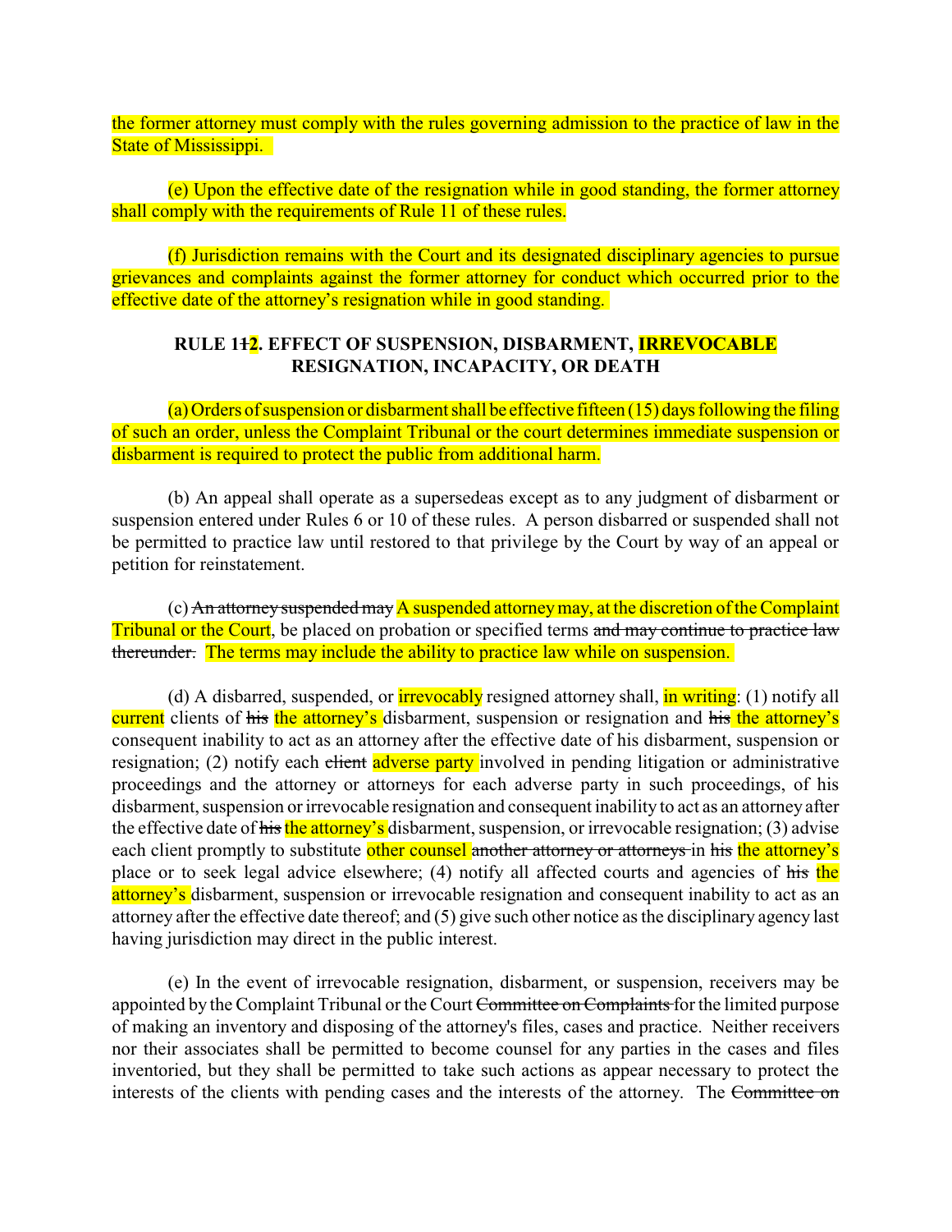the former attorney must comply with the rules governing admission to the practice of law in the State of Mississippi.

(e) Upon the effective date of the resignation while in good standing, the former attorney shall comply with the requirements of Rule 11 of these rules.

(f) Jurisdiction remains with the Court and its designated disciplinary agencies to pursue grievances and complaints against the former attorney for conduct which occurred prior to the effective date of the attorney's resignation while in good standing.

## RULE 1~~1~~2. EFFECT OF SUSPENSION, DISBARMENT, IRREVOCABLE RESIGNATION, INCAPACITY, OR DEATH

(a) Orders of suspension or disbarment shall be effective fifteen (15) days following the filing of such an order, unless the Complaint Tribunal or the court determines immediate suspension or disbarment is required to protect the public from additional harm.

(b) An appeal shall operate as a supersedeas except as to any judgment of disbarment or suspension entered under Rules 6 or 10 of these rules. A person disbarred or suspended shall not be permitted to practice law until restored to that privilege by the Court by way of an appeal or petition for reinstatement.

(c) ~~An attorney suspended may~~ A suspended attorney may, at the discretion of the Complaint Tribunal or the Court, be placed on probation or specified terms ~~and may continue to practice law thereunder.~~ The terms may include the ability to practice law while on suspension.

(d) A disbarred, suspended, or irrevocably resigned attorney shall, in writing: (1) notify all current clients of ~~his~~ the attorney's disbarment, suspension or resignation and ~~his~~ the attorney's consequent inability to act as an attorney after the effective date of his disbarment, suspension or resignation; (2) notify each ~~client~~ adverse party involved in pending litigation or administrative proceedings and the attorney or attorneys for each adverse party in such proceedings, of his disbarment, suspension or irrevocable resignation and consequent inability to act as an attorney after the effective date of ~~his~~ the attorney's disbarment, suspension, or irrevocable resignation; (3) advise each client promptly to substitute other counsel ~~another attorney or attorneys~~ in ~~his~~ the attorney's place or to seek legal advice elsewhere; (4) notify all affected courts and agencies of ~~his~~ the attorney's disbarment, suspension or irrevocable resignation and consequent inability to act as an attorney after the effective date thereof; and (5) give such other notice as the disciplinary agency last having jurisdiction may direct in the public interest.

(e) In the event of irrevocable resignation, disbarment, or suspension, receivers may be appointed by the Complaint Tribunal or the Court ~~Committee on Complaints~~ for the limited purpose of making an inventory and disposing of the attorney's files, cases and practice. Neither receivers nor their associates shall be permitted to become counsel for any parties in the cases and files inventoried, but they shall be permitted to take such actions as appear necessary to protect the interests of the clients with pending cases and the interests of the attorney. The ~~Committee on~~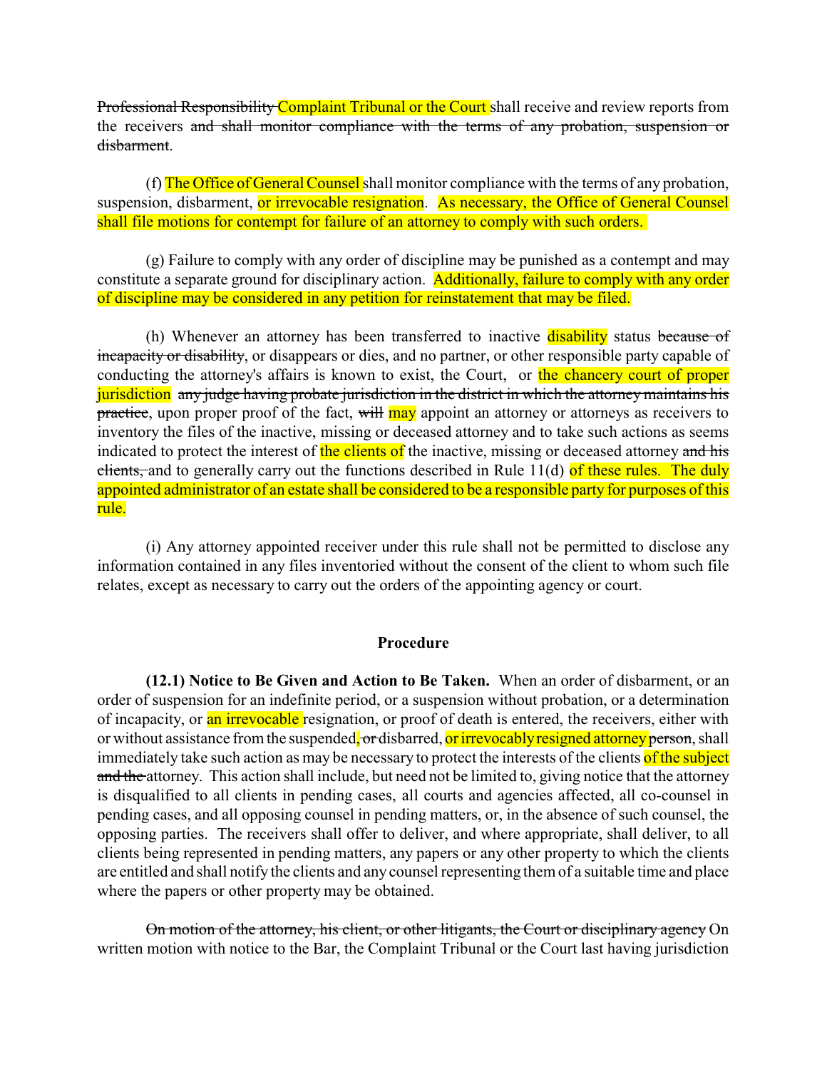~~Professional Responsibility~~ Complaint Tribunal or the Court shall receive and review reports from the receivers ~~and shall monitor compliance with the terms of any probation, suspension or disbarment~~.

(f) The Office of General Counsel shall monitor compliance with the terms of any probation, suspension, disbarment, or irrevocable resignation. As necessary, the Office of General Counsel shall file motions for contempt for failure of an attorney to comply with such orders.

(g) Failure to comply with any order of discipline may be punished as a contempt and may constitute a separate ground for disciplinary action. Additionally, failure to comply with any order of discipline may be considered in any petition for reinstatement that may be filed.

(h) Whenever an attorney has been transferred to inactive disability status ~~because of incapacity or disability~~, or disappears or dies, and no partner, or other responsible party capable of conducting the attorney's affairs is known to exist, the Court, or the chancery court of proper jurisdiction ~~any judge having probate jurisdiction in the district in which the attorney maintains his practice~~, upon proper proof of the fact, ~~will~~ may appoint an attorney or attorneys as receivers to inventory the files of the inactive, missing or deceased attorney and to take such actions as seems indicated to protect the interest of the clients of the inactive, missing or deceased attorney ~~and his clients,~~ and to generally carry out the functions described in Rule 11(d) of these rules. The duly appointed administrator of an estate shall be considered to be a responsible party for purposes of this rule.

(i) Any attorney appointed receiver under this rule shall not be permitted to disclose any information contained in any files inventoried without the consent of the client to whom such file relates, except as necessary to carry out the orders of the appointing agency or court.

## Procedure

**(12.1) Notice to Be Given and Action to Be Taken.** When an order of disbarment, or an order of suspension for an indefinite period, or a suspension without probation, or a determination of incapacity, or an irrevocable resignation, or proof of death is entered, the receivers, either with or without assistance from the suspended~~, or~~ disbarred, or irrevocably resigned attorney ~~person~~, shall immediately take such action as may be necessary to protect the interests of the clients of the subject ~~and the~~ attorney. This action shall include, but need not be limited to, giving notice that the attorney is disqualified to all clients in pending cases, all courts and agencies affected, all co-counsel in pending cases, and all opposing counsel in pending matters, or, in the absence of such counsel, the opposing parties. The receivers shall offer to deliver, and where appropriate, shall deliver, to all clients being represented in pending matters, any papers or any other property to which the clients are entitled and shall notify the clients and any counsel representing them of a suitable time and place where the papers or other property may be obtained.

~~On motion of the attorney, his client, or other litigants, the Court or disciplinary agency~~ On written motion with notice to the Bar, the Complaint Tribunal or the Court last having jurisdiction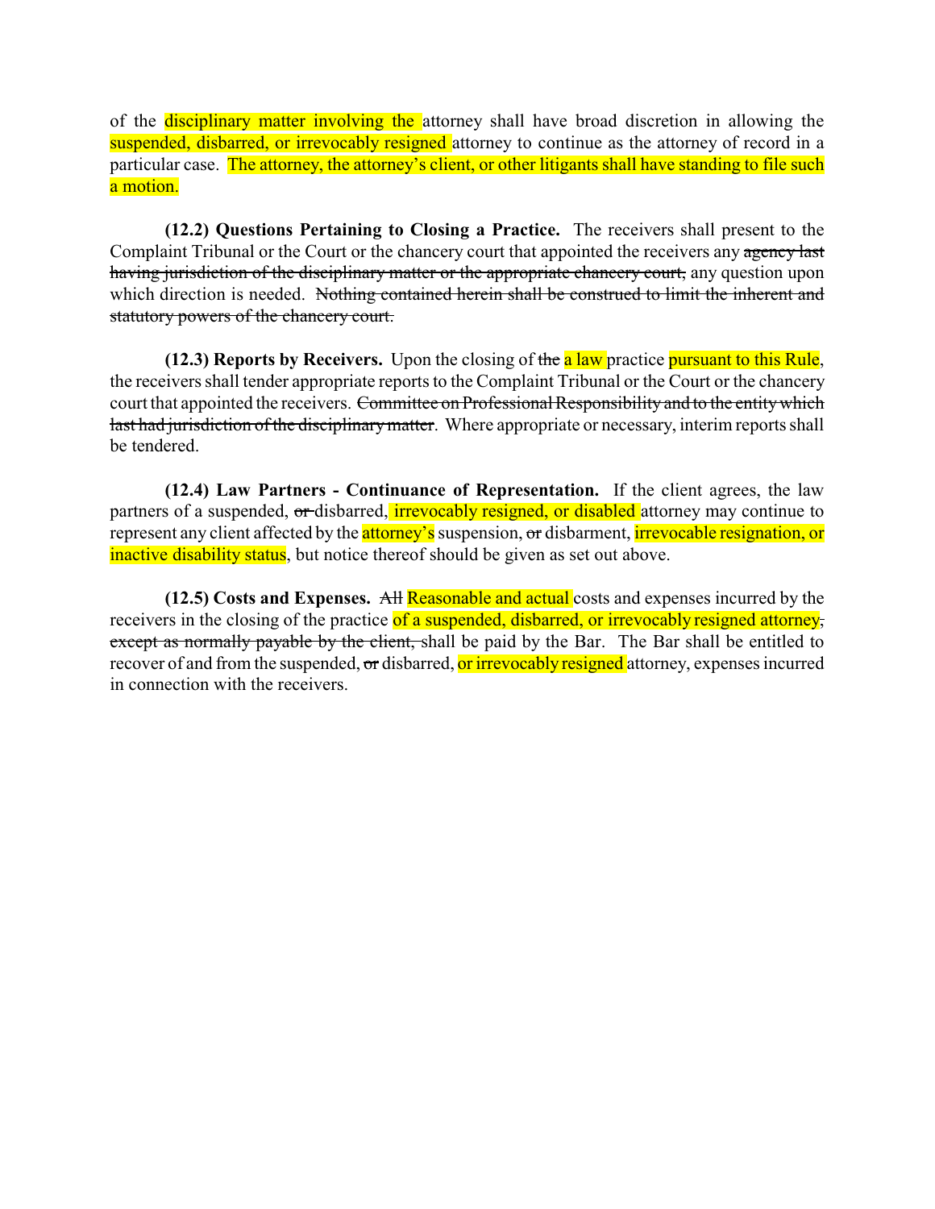of the disciplinary matter involving the attorney shall have broad discretion in allowing the suspended, disbarred, or irrevocably resigned attorney to continue as the attorney of record in a particular case. The attorney, the attorney's client, or other litigants shall have standing to file such a motion.

**(12.2) Questions Pertaining to Closing a Practice.** The receivers shall present to the Complaint Tribunal or the Court or the chancery court that appointed the receivers any ~~agency last having jurisdiction of the disciplinary matter or the appropriate chancery court,~~ any question upon which direction is needed. ~~Nothing contained herein shall be construed to limit the inherent and statutory powers of the chancery court.~~

**(12.3) Reports by Receivers.** Upon the closing of ~~the~~ a law practice pursuant to this Rule, the receivers shall tender appropriate reports to the Complaint Tribunal or the Court or the chancery court that appointed the receivers. ~~Committee on Professional Responsibility and to the entity which last had jurisdiction of the disciplinary matter~~. Where appropriate or necessary, interim reports shall be tendered.

**(12.4) Law Partners - Continuance of Representation.** If the client agrees, the law partners of a suspended, ~~or~~ disbarred, irrevocably resigned, or disabled attorney may continue to represent any client affected by the attorney's suspension, ~~or~~ disbarment, irrevocable resignation, or inactive disability status, but notice thereof should be given as set out above.

**(12.5) Costs and Expenses.** ~~All~~ Reasonable and actual costs and expenses incurred by the receivers in the closing of the practice of a suspended, disbarred, or irrevocably resigned attorney~~, except as normally payable by the client,~~ shall be paid by the Bar. The Bar shall be entitled to recover of and from the suspended, ~~or~~ disbarred, or irrevocably resigned attorney, expenses incurred in connection with the receivers.